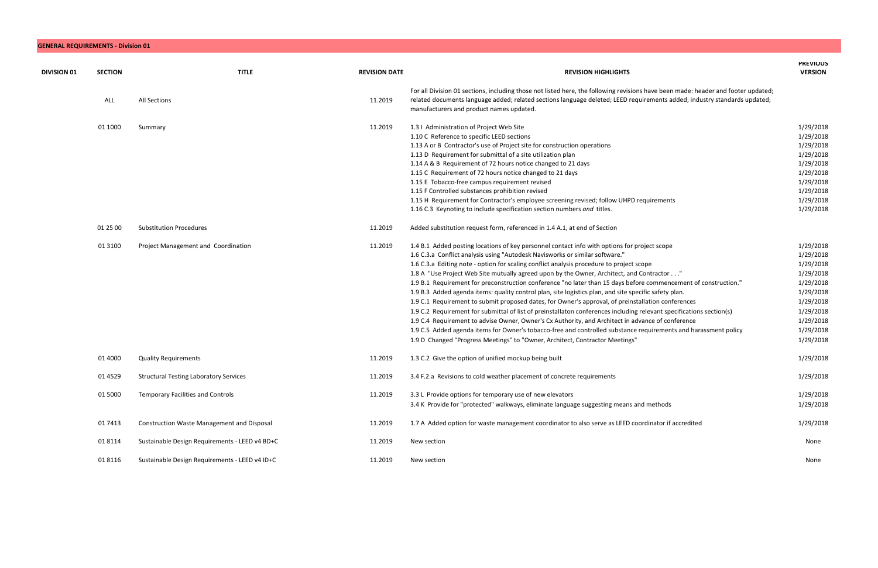## GENERAL REQUIREMENTS - Division 01

| DIVISION 01 | SECTION | TITLE | REVISION DATE | REVISION HIGHLIGHTS | PREVIOUS VERSION |
|---|---|---|---|---|---|
| | ALL | All Sections | 11.2019 | For all Division 01 sections, including those not listed here, the following revisions have been made: header and footer updated; related documents language added; related sections language deleted; LEED requirements added; industry standards updated; manufacturers and product names updated. | |
| | 01 1000 | Summary | 11.2019 | 1.3 I Administration of Project Web Site<br>1.10 C Reference to specific LEED sections<br>1.13 A or B Contractor's use of Project site for construction operations<br>1.13 D Requirement for submittal of a site utilization plan<br>1.14 A & B Requirement of 72 hours notice changed to 21 days<br>1.15 C Requirement of 72 hours notice changed to 21 days<br>1.15 E Tobacco-free campus requirement revised<br>1.15 F Controlled substances prohibition revised<br>1.15 H Requirement for Contractor's employee screening revised; follow UHPD requirements<br>1.16 C.3 Keynoting to include specification section numbers *and* titles. | 1/29/2018<br>1/29/2018<br>1/29/2018<br>1/29/2018<br>1/29/2018<br>1/29/2018<br>1/29/2018<br>1/29/2018<br>1/29/2018<br>1/29/2018 |
| | 01 25 00 | Substitution Procedures | 11.2019 | Added substitution request form, referenced in 1.4 A.1, at end of Section | |
| | 01 3100 | Project Management and Coordination | 11.2019 | 1.4 B.1 Added posting locations of key personnel contact info with options for project scope<br>1.6 C.3.a Conflict analysis using "Autodesk Navisworks or similar software."<br>1.6 C.3.a Editing note - option for scaling conflict analysis procedure to project scope<br>1.8 A "Use Project Web Site mutually agreed upon by the Owner, Architect, and Contractor . . ."<br>1.9 B.1 Requirement for preconstruction conference "no later than 15 days before commencement of construction."<br>1.9 B.3 Added agenda items: quality control plan, site logistics plan, and site specific safety plan.<br>1.9 C.1 Requirement to submit proposed dates, for Owner's approval, of preinstallation conferences<br>1.9 C.2 Requirement for submittal of list of preinstallaton conferences including relevant specifications section(s)<br>1.9 C.4 Requirement to advise Owner, Owner's Cx Authority, and Architect in advance of conference<br>1.9 C.5 Added agenda items for Owner's tobacco-free and controlled substance requirements and harassment policy<br>1.9 D Changed "Progress Meetings" to "Owner, Architect, Contractor Meetings" | 1/29/2018<br>1/29/2018<br>1/29/2018<br>1/29/2018<br>1/29/2018<br>1/29/2018<br>1/29/2018<br>1/29/2018<br>1/29/2018<br>1/29/2018<br>1/29/2018 |
| | 01 4000 | Quality Requirements | 11.2019 | 1.3 C.2 Give the option of unified mockup being built | 1/29/2018 |
| | 01 4529 | Structural Testing Laboratory Services | 11.2019 | 3.4 F.2.a Revisions to cold weather placement of concrete requirements | 1/29/2018 |
| | 01 5000 | Temporary Facilities and Controls | 11.2019 | 3.3 L Provide options for temporary use of new elevators<br>3.4 K Provide for "protected" walkways, eliminate language suggesting means and methods | 1/29/2018<br>1/29/2018 |
| | 01 7413 | Construction Waste Management and Disposal | 11.2019 | 1.7 A Added option for waste management coordinator to also serve as LEED coordinator if accredited | 1/29/2018 |
| | 01 8114 | Sustainable Design Requirements - LEED v4 BD+C | 11.2019 | New section | None |
| | 01 8116 | Sustainable Design Requirements - LEED v4 ID+C | 11.2019 | New section | None |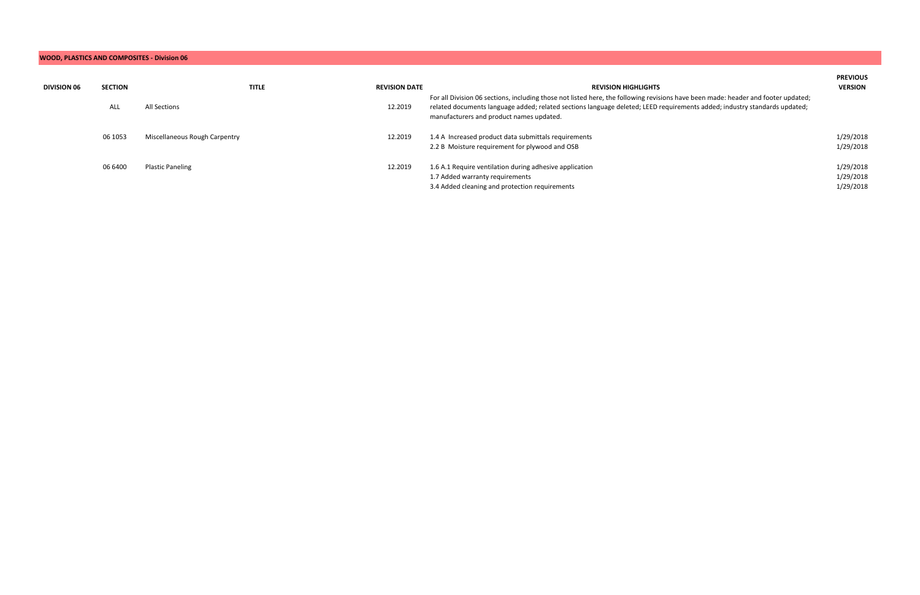**WOOD, PLASTICS AND COMPOSITES - Division 06**

| DIVISION 06 | SECTION | TITLE | REVISION DATE | REVISION HIGHLIGHTS | PREVIOUS VERSION |
|---|---|---|---|---|---|
| | ALL | All Sections | 12.2019 | For all Division 06 sections, including those not listed here, the following revisions have been made: header and footer updated; related documents language added; related sections language deleted; LEED requirements added; industry standards updated; manufacturers and product names updated. | |
| | 06 1053 | Miscellaneous Rough Carpentry | 12.2019 | 1.4 A Increased product data submittals requirements | 1/29/2018 |
| | | | | 2.2 B Moisture requirement for plywood and OSB | 1/29/2018 |
| | 06 6400 | Plastic Paneling | 12.2019 | 1.6 A.1 Require ventilation during adhesive application | 1/29/2018 |
| | | | | 1.7 Added warranty requirements | 1/29/2018 |
| | | | | 3.4 Added cleaning and protection requirements | 1/29/2018 |